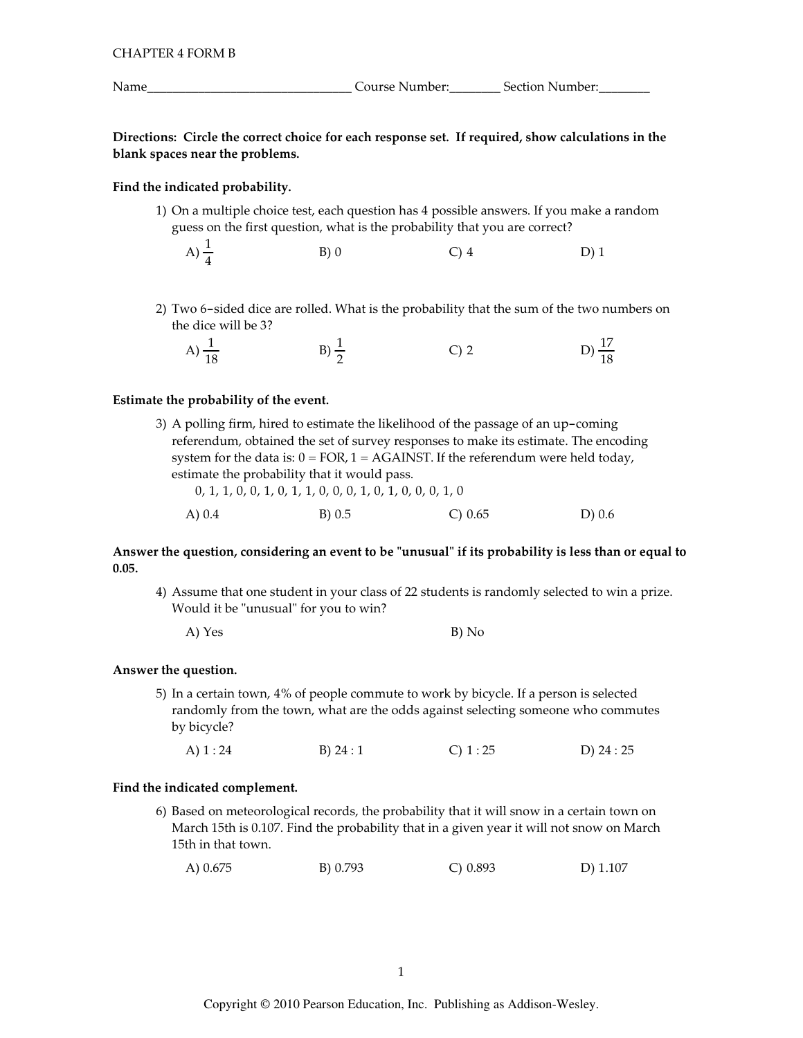CHAPTER 4 FORM B

Name_______________________________ Course Number:________ Section Number:________

**Directions: Circle the correct choice for each response set. If required, show calculations in the blank spaces near the problems.**

**Find the indicated probability.**

1) On a multiple choice test, each question has 4 possible answers. If you make a random guess on the first question, what is the probability that you are correct?

A) $\frac{1}{4}$ B) 0 C) 4 D) 1

2) Two 6–sided dice are rolled. What is the probability that the sum of the two numbers on the dice will be 3?

A) $\frac{1}{18}$ B) $\frac{1}{2}$ C) 2 D) $\frac{17}{18}$

**Estimate the probability of the event.**

3) A polling firm, hired to estimate the likelihood of the passage of an up–coming referendum, obtained the set of survey responses to make its estimate. The encoding system for the data is: 0 = FOR, 1 = AGAINST. If the referendum were held today, estimate the probability that it would pass.

0, 1, 1, 0, 0, 1, 0, 1, 1, 0, 0, 0, 1, 0, 1, 0, 0, 0, 1, 0

A) 0.4 B) 0.5 C) 0.65 D) 0.6

**Answer the question, considering an event to be "unusual" if its probability is less than or equal to 0.05.**

4) Assume that one student in your class of 22 students is randomly selected to win a prize. Would it be "unusual" for you to win?

A) Yes B) No

**Answer the question.**

5) In a certain town, 4% of people commute to work by bicycle. If a person is selected randomly from the town, what are the odds against selecting someone who commutes by bicycle?

A) 1 : 24 B) 24 : 1 C) 1 : 25 D) 24 : 25

**Find the indicated complement.**

6) Based on meteorological records, the probability that it will snow in a certain town on March 15th is 0.107. Find the probability that in a given year it will not snow on March 15th in that town.

A) 0.675 B) 0.793 C) 0.893 D) 1.107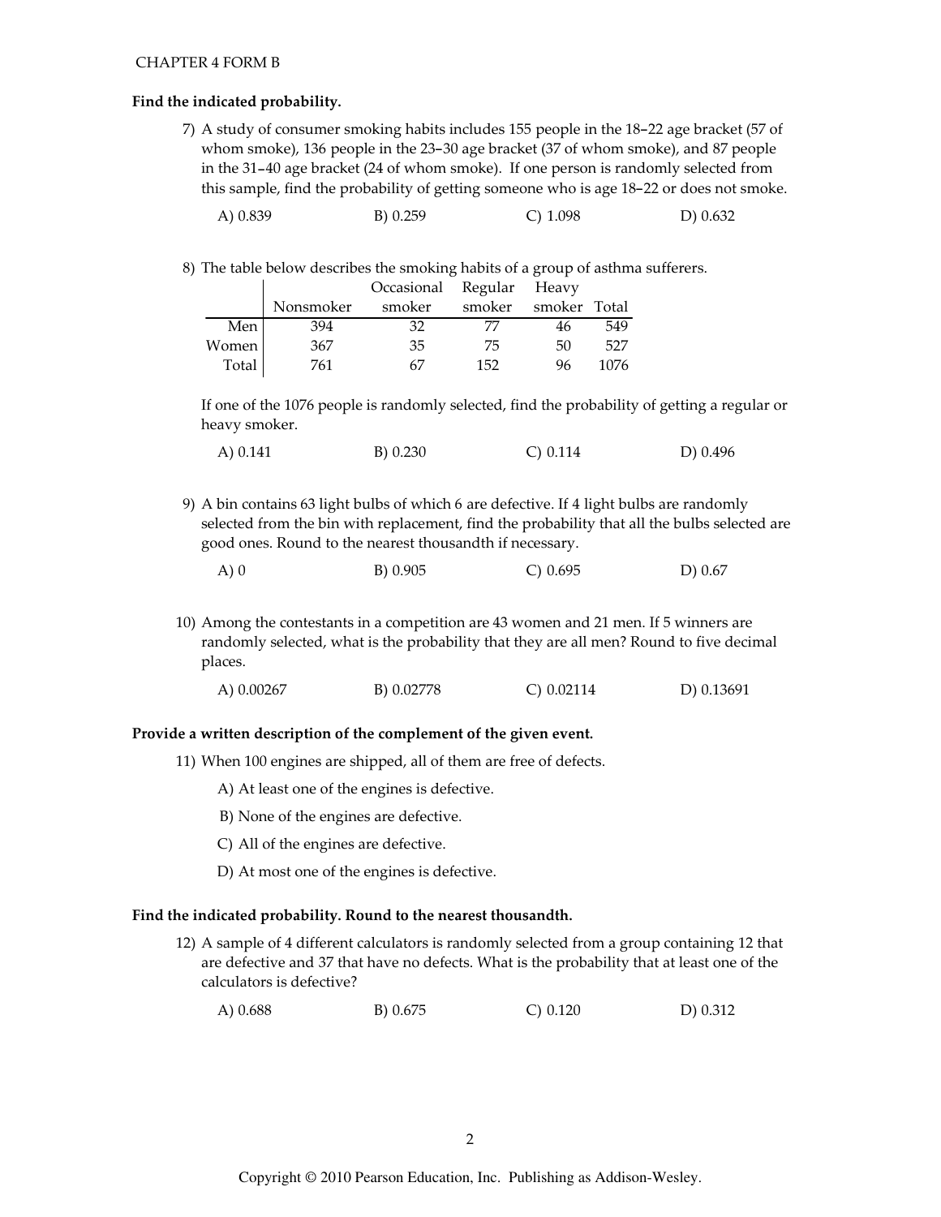**Find the indicated probability.**

7) A study of consumer smoking habits includes 155 people in the 18–22 age bracket (57 of whom smoke), 136 people in the 23–30 age bracket (37 of whom smoke), and 87 people in the 31–40 age bracket (24 of whom smoke). If one person is randomly selected from this sample, find the probability of getting someone who is age 18–22 or does not smoke.

A) 0.839 B) 0.259 C) 1.098 D) 0.632

8) The table below describes the smoking habits of a group of asthma sufferers.

| | Nonsmoker | Occasional smoker | Regular smoker | Heavy smoker | Total |
|---|---|---|---|---|---|
| Men | 394 | 32 | 77 | 46 | 549 |
| Women | 367 | 35 | 75 | 50 | 527 |
| Total | 761 | 67 | 152 | 96 | 1076 |

If one of the 1076 people is randomly selected, find the probability of getting a regular or heavy smoker.

A) 0.141 B) 0.230 C) 0.114 D) 0.496

9) A bin contains 63 light bulbs of which 6 are defective. If 4 light bulbs are randomly selected from the bin with replacement, find the probability that all the bulbs selected are good ones. Round to the nearest thousandth if necessary.

A) 0 B) 0.905 C) 0.695 D) 0.67

10) Among the contestants in a competition are 43 women and 21 men. If 5 winners are randomly selected, what is the probability that they are all men? Round to five decimal places.

A) 0.00267 B) 0.02778 C) 0.02114 D) 0.13691

**Provide a written description of the complement of the given event.**

11) When 100 engines are shipped, all of them are free of defects.

A) At least one of the engines is defective.

B) None of the engines are defective.

C) All of the engines are defective.

D) At most one of the engines is defective.

**Find the indicated probability. Round to the nearest thousandth.**

12) A sample of 4 different calculators is randomly selected from a group containing 12 that are defective and 37 that have no defects. What is the probability that at least one of the calculators is defective?

A) 0.688 B) 0.675 C) 0.120 D) 0.312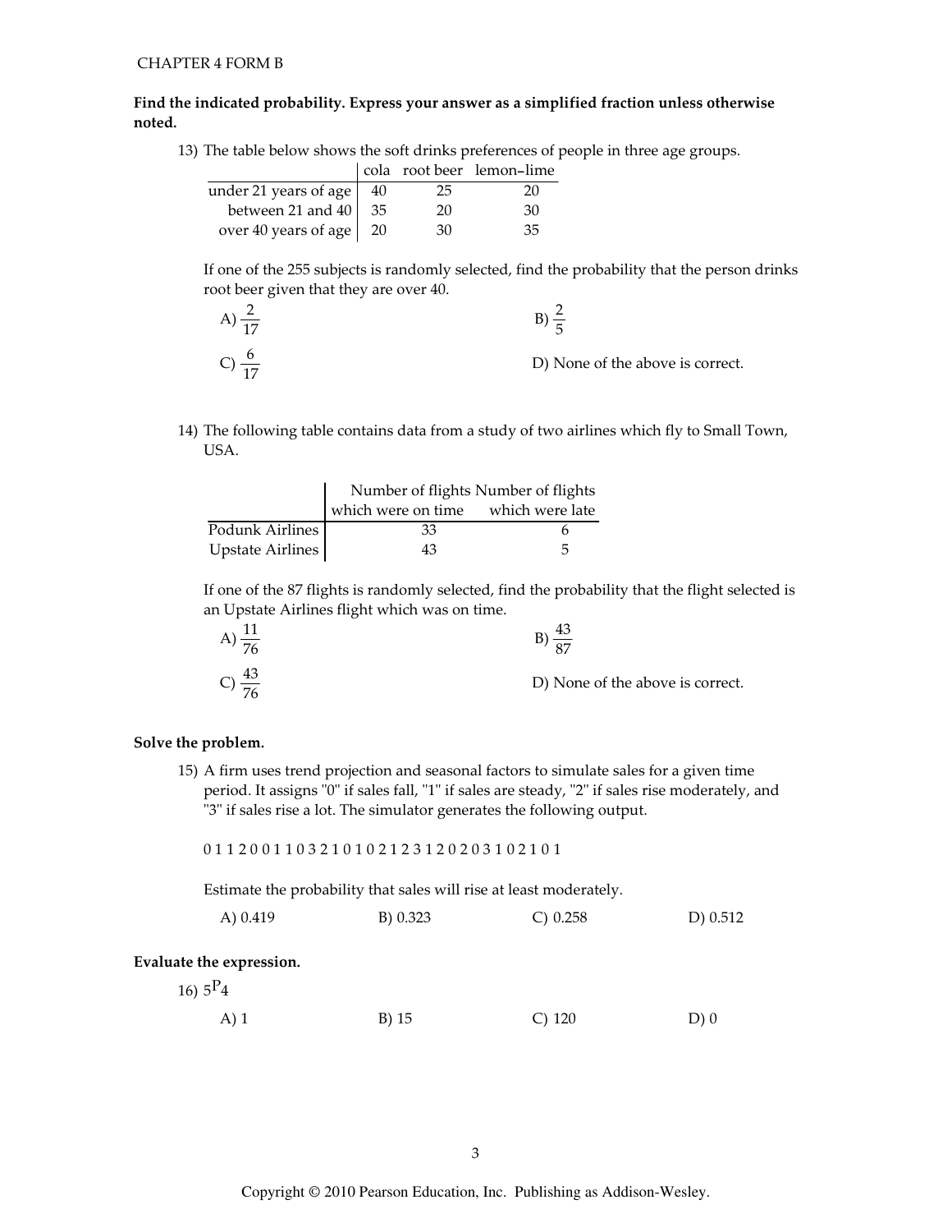**Find the indicated probability. Express your answer as a simplified fraction unless otherwise noted.**

13) The table below shows the soft drinks preferences of people in three age groups.

| | cola | root beer | lemon-lime |
|---|---|---|---|
| under 21 years of age | 40 | 25 | 20 |
| between 21 and 40 | 35 | 20 | 30 |
| over 40 years of age | 20 | 30 | 35 |

If one of the 255 subjects is randomly selected, find the probability that the person drinks root beer given that they are over 40.

A) $\frac{2}{17}$  B) $\frac{2}{5}$

C) $\frac{6}{17}$  D) None of the above is correct.

14) The following table contains data from a study of two airlines which fly to Small Town, USA.

| | Number of flights which were on time | Number of flights which were late |
|---|---|---|
| Podunk Airlines | 33 | 6 |
| Upstate Airlines | 43 | 5 |

If one of the 87 flights is randomly selected, find the probability that the flight selected is an Upstate Airlines flight which was on time.

A) $\frac{11}{76}$  B) $\frac{43}{87}$

C) $\frac{43}{76}$  D) None of the above is correct.

**Solve the problem.**

15) A firm uses trend projection and seasonal factors to simulate sales for a given time period. It assigns "0" if sales fall, "1" if sales are steady, "2" if sales rise moderately, and "3" if sales rise a lot. The simulator generates the following output.

0 1 1 2 0 0 1 1 0 3 2 1 0 1 0 2 1 2 3 1 2 0 2 0 3 1 0 2 1 0 1

Estimate the probability that sales will rise at least moderately.

A) 0.419  B) 0.323  C) 0.258  D) 0.512

**Evaluate the expression.**

16) ${}_5P_4$

A) 1  B) 15  C) 120  D) 0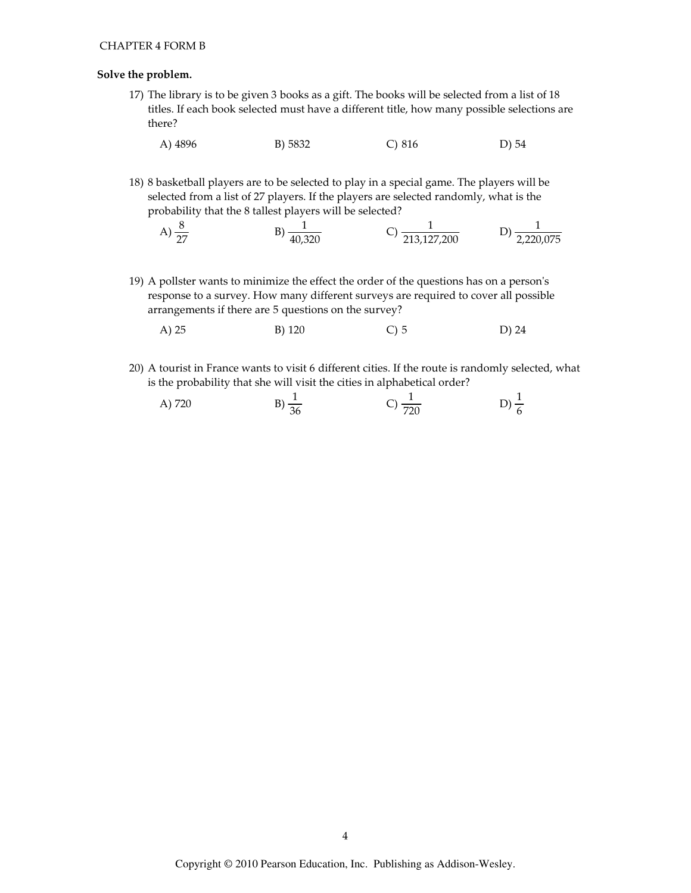**Solve the problem.**

17) The library is to be given 3 books as a gift. The books will be selected from a list of 18 titles. If each book selected must have a different title, how many possible selections are there?

A) 4896 B) 5832 C) 816 D) 54

18) 8 basketball players are to be selected to play in a special game. The players will be selected from a list of 27 players. If the players are selected randomly, what is the probability that the 8 tallest players will be selected?

A) $\frac{8}{27}$ B) $\frac{1}{40{,}320}$ C) $\frac{1}{213{,}127{,}200}$ D) $\frac{1}{2{,}220{,}075}$

19) A pollster wants to minimize the effect the order of the questions has on a person's response to a survey. How many different surveys are required to cover all possible arrangements if there are 5 questions on the survey?

A) 25 B) 120 C) 5 D) 24

20) A tourist in France wants to visit 6 different cities. If the route is randomly selected, what is the probability that she will visit the cities in alphabetical order?

A) 720 B) $\frac{1}{36}$ C) $\frac{1}{720}$ D) $\frac{1}{6}$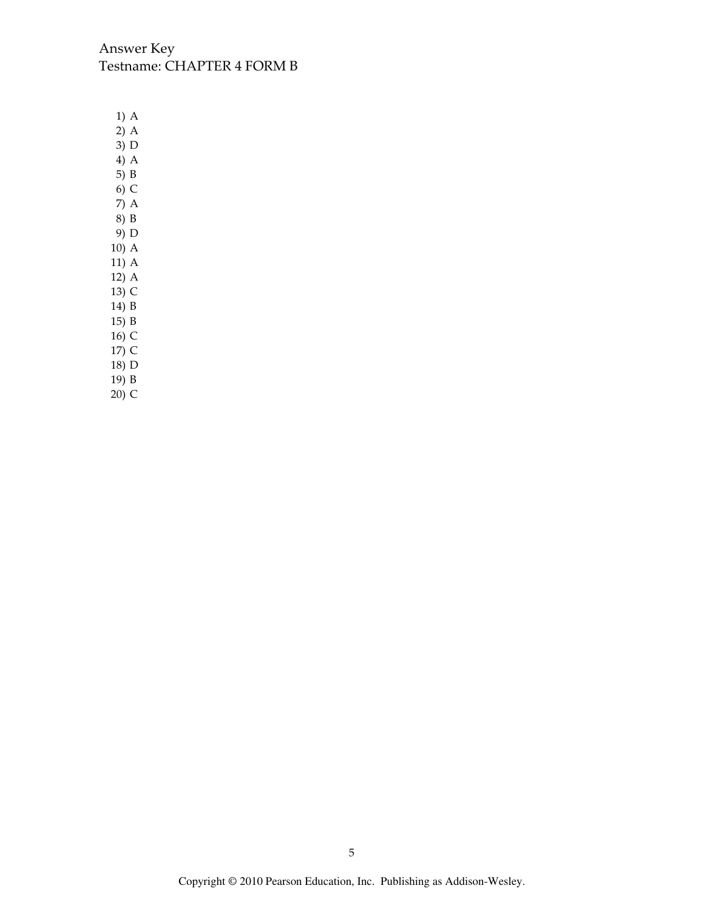Answer Key
Testname: CHAPTER 4 FORM B

1) A
2) A
3) D
4) A
5) B
6) C
7) A
8) B
9) D
10) A
11) A
12) A
13) C
14) B
15) B
16) C
17) C
18) D
19) B
20) C

Copyright © 2010 Pearson Education, Inc. Publishing as Addison-Wesley.